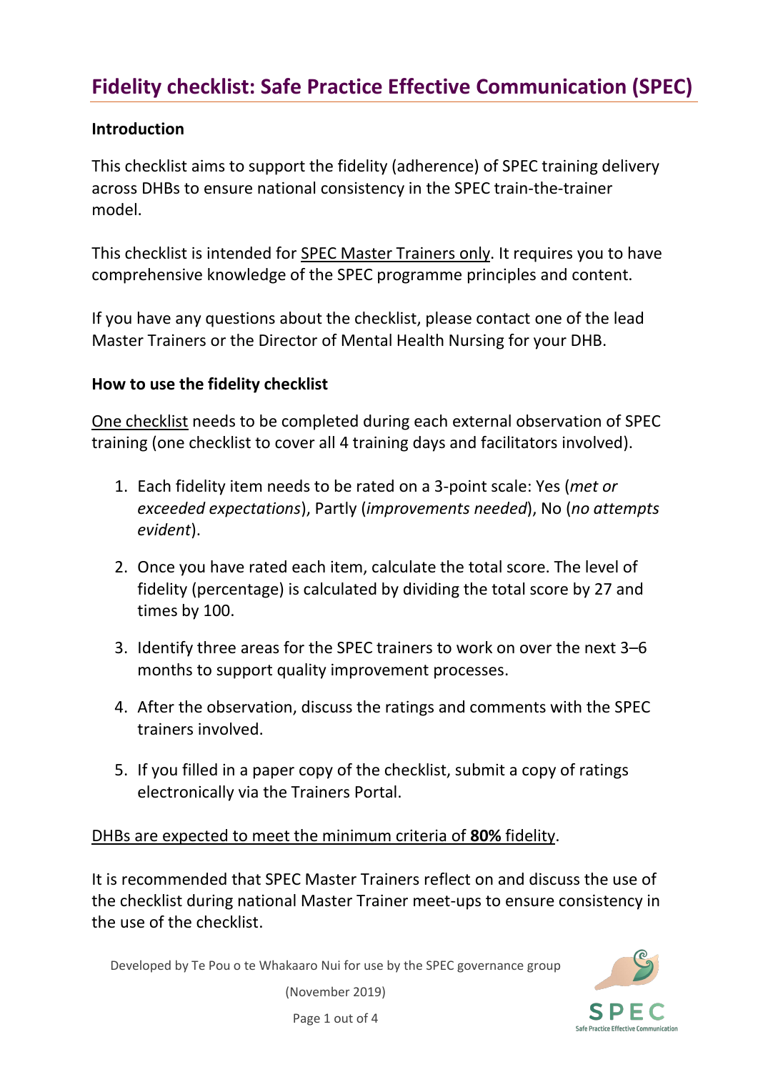# Fidelity checklist: Safe Practice Effective Communication (SPEC)

**Introduction**

This checklist aims to support the fidelity (adherence) of SPEC training delivery across DHBs to ensure national consistency in the SPEC train-the-trainer model.

This checklist is intended for SPEC Master Trainers only. It requires you to have comprehensive knowledge of the SPEC programme principles and content.

If you have any questions about the checklist, please contact one of the lead Master Trainers or the Director of Mental Health Nursing for your DHB.

**How to use the fidelity checklist**

One checklist needs to be completed during each external observation of SPEC training (one checklist to cover all 4 training days and facilitators involved).

1. Each fidelity item needs to be rated on a 3-point scale: Yes (*met or exceeded expectations*), Partly (*improvements needed*), No (*no attempts evident*).
2. Once you have rated each item, calculate the total score. The level of fidelity (percentage) is calculated by dividing the total score by 27 and times by 100.
3. Identify three areas for the SPEC trainers to work on over the next 3–6 months to support quality improvement processes.
4. After the observation, discuss the ratings and comments with the SPEC trainers involved.
5. If you filled in a paper copy of the checklist, submit a copy of ratings electronically via the Trainers Portal.

DHBs are expected to meet the minimum criteria of **80%** fidelity.

It is recommended that SPEC Master Trainers reflect on and discuss the use of the checklist during national Master Trainer meet-ups to ensure consistency in the use of the checklist.

Developed by Te Pou o te Whakaaro Nui for use by the SPEC governance group (November 2019)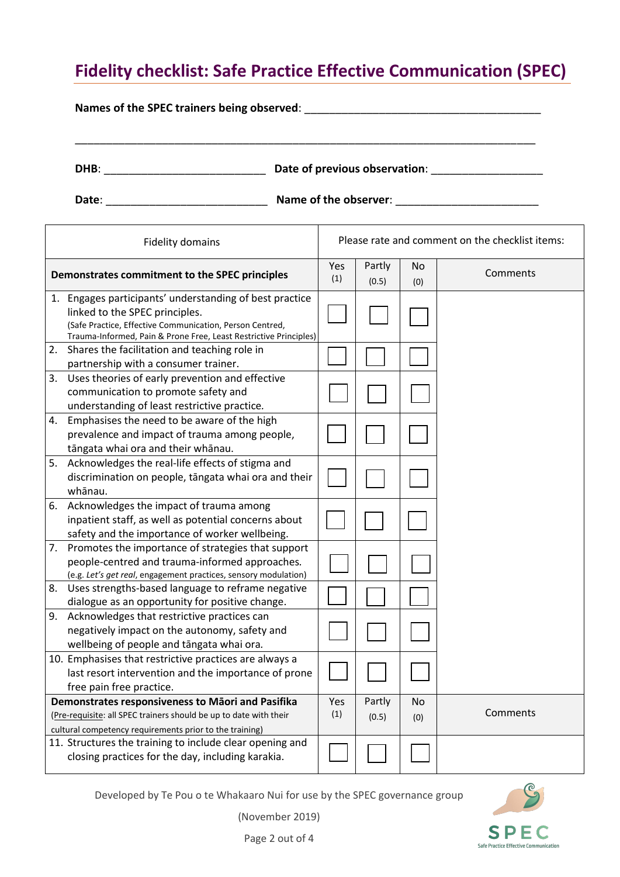# Fidelity checklist: Safe Practice Effective Communication (SPEC)

**Names of the SPEC trainers being observed**: ________________________________________

________________________________________________________________________________

**DHB**: ___________________________ **Date of previous observation**: __________________

**Date**: ___________________________ **Name of the observer**: _______________________

| Fidelity domains | Please rate and comment on the checklist items: | | | |
|---|---|---|---|---|
| **Demonstrates commitment to the SPEC principles** | Yes (1) | Partly (0.5) | No (0) | Comments |
| 1. Engages participants' understanding of best practice linked to the SPEC principles. (Safe Practice, Effective Communication, Person Centred, Trauma-Informed, Pain & Prone Free, Least Restrictive Principles) | ☐ | ☐ | ☐ | |
| 2. Shares the facilitation and teaching role in partnership with a consumer trainer. | ☐ | ☐ | ☐ | |
| 3. Uses theories of early prevention and effective communication to promote safety and understanding of least restrictive practice. | ☐ | ☐ | ☐ | |
| 4. Emphasises the need to be aware of the high prevalence and impact of trauma among people, tāngata whai ora and their whānau. | ☐ | ☐ | ☐ | |
| 5. Acknowledges the real-life effects of stigma and discrimination on people, tāngata whai ora and their whānau. | ☐ | ☐ | ☐ | |
| 6. Acknowledges the impact of trauma among inpatient staff, as well as potential concerns about safety and the importance of worker wellbeing. | ☐ | ☐ | ☐ | |
| 7. Promotes the importance of strategies that support people-centred and trauma-informed approaches. (e.g. *Let's get real*, engagement practices, sensory modulation) | ☐ | ☐ | ☐ | |
| 8. Uses strengths-based language to reframe negative dialogue as an opportunity for positive change. | ☐ | ☐ | ☐ | |
| 9. Acknowledges that restrictive practices can negatively impact on the autonomy, safety and wellbeing of people and tāngata whai ora. | ☐ | ☐ | ☐ | |
| 10. Emphasises that restrictive practices are always a last resort intervention and the importance of prone free pain free practice. | ☐ | ☐ | ☐ | |
| **Demonstrates responsiveness to Māori and Pasifika** (Pre-requisite: all SPEC trainers should be up to date with their cultural competency requirements prior to the training) | Yes (1) | Partly (0.5) | No (0) | Comments |
| 11. Structures the training to include clear opening and closing practices for the day, including karakia. | ☐ | ☐ | ☐ | |

Developed by Te Pou o te Whakaaro Nui for use by the SPEC governance group

(November 2019)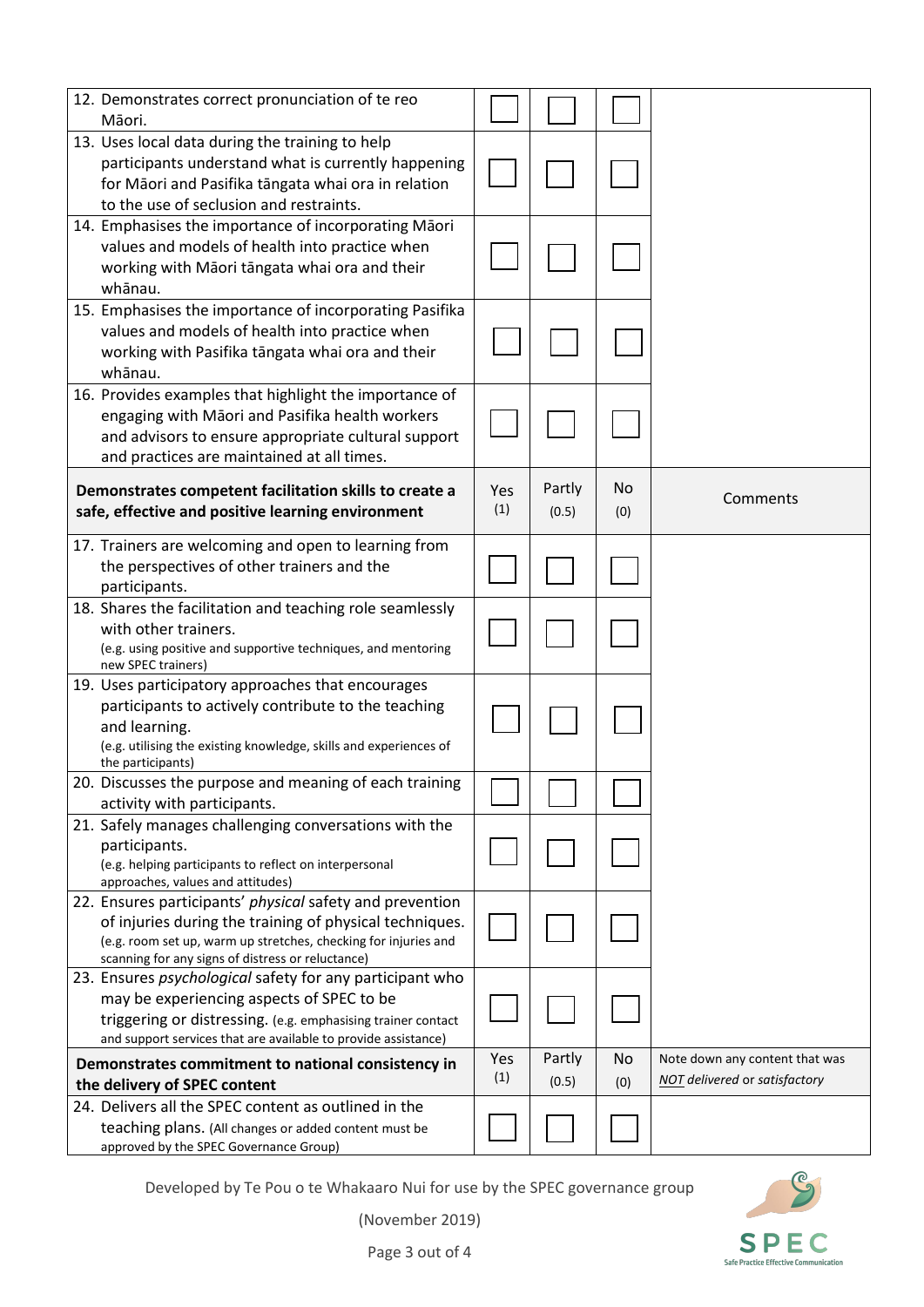| | Yes (1) | Partly (0.5) | No (0) | Comments |
|---|---|---|---|---|
| 12. Demonstrates correct pronunciation of te reo Māori. | ☐ | ☐ | ☐ | |
| 13. Uses local data during the training to help participants understand what is currently happening for Māori and Pasifika tāngata whai ora in relation to the use of seclusion and restraints. | ☐ | ☐ | ☐ | |
| 14. Emphasises the importance of incorporating Māori values and models of health into practice when working with Māori tāngata whai ora and their whānau. | ☐ | ☐ | ☐ | |
| 15. Emphasises the importance of incorporating Pasifika values and models of health into practice when working with Pasifika tāngata whai ora and their whānau. | ☐ | ☐ | ☐ | |
| 16. Provides examples that highlight the importance of engaging with Māori and Pasifika health workers and advisors to ensure appropriate cultural support and practices are maintained at all times. | ☐ | ☐ | ☐ | |
| **Demonstrates competent facilitation skills to create a safe, effective and positive learning environment** | Yes (1) | Partly (0.5) | No (0) | Comments |
| 17. Trainers are welcoming and open to learning from the perspectives of other trainers and the participants. | ☐ | ☐ | ☐ | |
| 18. Shares the facilitation and teaching role seamlessly with other trainers. (e.g. using positive and supportive techniques, and mentoring new SPEC trainers) | ☐ | ☐ | ☐ | |
| 19. Uses participatory approaches that encourages participants to actively contribute to the teaching and learning. (e.g. utilising the existing knowledge, skills and experiences of the participants) | ☐ | ☐ | ☐ | |
| 20. Discusses the purpose and meaning of each training activity with participants. | ☐ | ☐ | ☐ | |
| 21. Safely manages challenging conversations with the participants. (e.g. helping participants to reflect on interpersonal approaches, values and attitudes) | ☐ | ☐ | ☐ | |
| 22. Ensures participants' *physical* safety and prevention of injuries during the training of physical techniques. (e.g. room set up, warm up stretches, checking for injuries and scanning for any signs of distress or reluctance) | ☐ | ☐ | ☐ | |
| 23. Ensures *psychological* safety for any participant who may be experiencing aspects of SPEC to be triggering or distressing. (e.g. emphasising trainer contact and support services that are available to provide assistance) | ☐ | ☐ | ☐ | |
| **Demonstrates commitment to national consistency in the delivery of SPEC content** | Yes (1) | Partly (0.5) | No (0) | Note down any content that was *NOT delivered* or *satisfactory* |
| 24. Delivers all the SPEC content as outlined in the teaching plans. (All changes or added content must be approved by the SPEC Governance Group) | ☐ | ☐ | ☐ | |

Developed by Te Pou o te Whakaaro Nui for use by the SPEC governance group

(November 2019)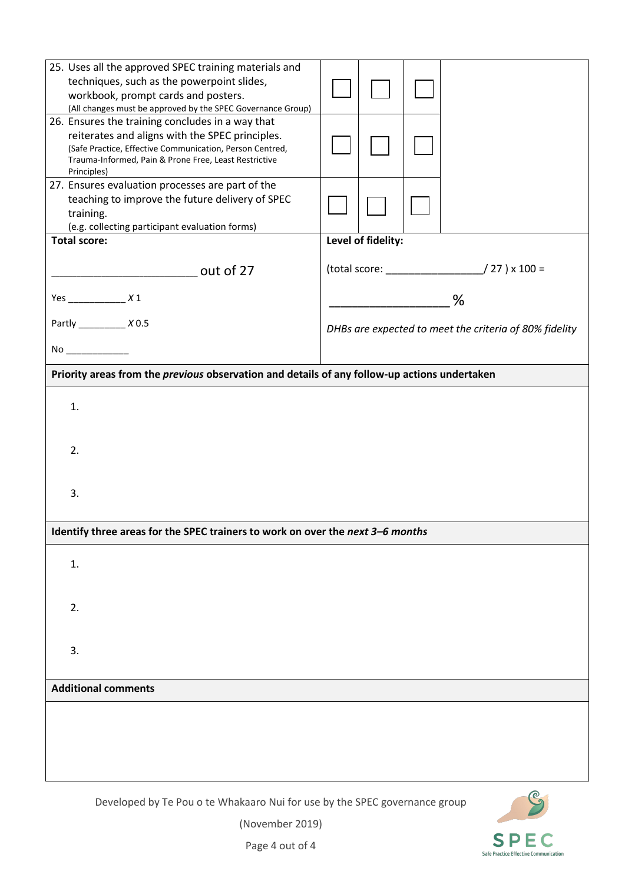| | | | | |
|---|---|---|---|---|
| 25. Uses all the approved SPEC training materials and techniques, such as the powerpoint slides, workbook, prompt cards and posters. (All changes must be approved by the SPEC Governance Group) | ☐ | ☐ | ☐ | |
| 26. Ensures the training concludes in a way that reiterates and aligns with the SPEC principles. (Safe Practice, Effective Communication, Person Centred, Trauma-Informed, Pain & Prone Free, Least Restrictive Principles) | ☐ | ☐ | ☐ | |
| 27. Ensures evaluation processes are part of the teaching to improve the future delivery of SPEC training. (e.g. collecting participant evaluation forms) | ☐ | ☐ | ☐ | |

| | |
|---|---|
| **Total score:**<br><br>_________________________ out of 27<br><br>Yes ___________ *X* 1<br><br>Partly _________ *X* 0.5<br><br>No ____________ | **Level of fidelity:**<br><br>(total score: _________________/ 27 ) x 100 =<br><br>___________________ %<br><br>*DHBs are expected to meet the criteria of 80% fidelity* |

**Priority areas from the *previous* observation and details of any follow-up actions undertaken**

1.

2.

3.

**Identify three areas for the SPEC trainers to work on over the *next 3–6 months***

1.

2.

3.

**Additional comments**

Developed by Te Pou o te Whakaaro Nui for use by the SPEC governance group

(November 2019)

SPEC
Safe Practice Effective Communication